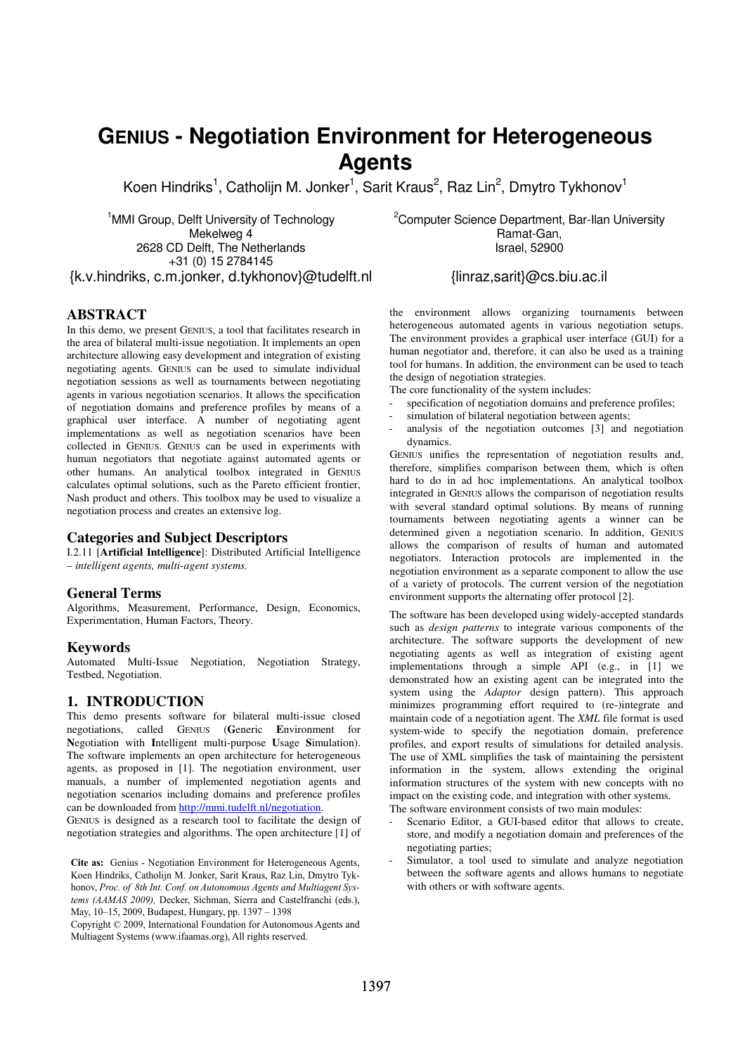# GENIUS - Negotiation Environment for Heterogeneous Agents

Koen Hindriks[1], Catholijn M. Jonker[1], Sarit Kraus[2], Raz Lin[2], Dmytro Tykhonov[1]

[1]MMI Group, Delft University of Technology
Mekelweg 4
2628 CD Delft, The Netherlands
+31 (0) 15 2784145
{k.v.hindriks, c.m.jonker, d.tykhonov}@tudelft.nl

[2]Computer Science Department, Bar-Ilan University
Ramat-Gan,
Israel, 52900
{linraz,sarit}@cs.biu.ac.il

## ABSTRACT

In this demo, we present GENIUS, a tool that facilitates research in the area of bilateral multi-issue negotiation. It implements an open architecture allowing easy development and integration of existing negotiating agents. GENIUS can be used to simulate individual negotiation sessions as well as tournaments between negotiating agents in various negotiation scenarios. It allows the specification of negotiation domains and preference profiles by means of a graphical user interface. A number of negotiating agent implementations as well as negotiation scenarios have been collected in GENIUS. GENIUS can be used in experiments with human negotiators that negotiate against automated agents or other humans. An analytical toolbox integrated in GENIUS calculates optimal solutions, such as the Pareto efficient frontier, Nash product and others. This toolbox may be used to visualize a negotiation process and creates an extensive log.

## Categories and Subject Descriptors

I.2.11 [**Artificial Intelligence**]: Distributed Artificial Intelligence – *intelligent agents, multi-agent systems.*

## General Terms

Algorithms, Measurement, Performance, Design, Economics, Experimentation, Human Factors, Theory.

## Keywords

Automated Multi-Issue Negotiation, Negotiation Strategy, Testbed, Negotiation.

## 1. INTRODUCTION

This demo presents software for bilateral multi-issue closed negotiations, called GENIUS (**G**eneric **E**nvironment for **N**egotiation with **I**ntelligent multi-purpose **U**sage **S**imulation). The software implements an open architecture for heterogeneous agents, as proposed in [1]. The negotiation environment, user manuals, a number of implemented negotiation agents and negotiation scenarios including domains and preference profiles can be downloaded from http://mmi.tudelft.nl/negotiation.

GENIUS is designed as a research tool to facilitate the design of negotiation strategies and algorithms. The open architecture [1] of the environment allows organizing tournaments between heterogeneous automated agents in various negotiation setups. The environment provides a graphical user interface (GUI) for a human negotiator and, therefore, it can also be used as a training tool for humans. In addition, the environment can be used to teach the design of negotiation strategies.

The core functionality of the system includes:

- specification of negotiation domains and preference profiles;
- simulation of bilateral negotiation between agents;
- analysis of the negotiation outcomes [3] and negotiation dynamics.

GENIUS unifies the representation of negotiation results and, therefore, simplifies comparison between them, which is often hard to do in ad hoc implementations. An analytical toolbox integrated in GENIUS allows the comparison of negotiation results with several standard optimal solutions. By means of running tournaments between negotiating agents a winner can be determined given a negotiation scenario. In addition, GENIUS allows the comparison of results of human and automated negotiators. Interaction protocols are implemented in the negotiation environment as a separate component to allow the use of a variety of protocols. The current version of the negotiation environment supports the alternating offer protocol [2].

The software has been developed using widely-accepted standards such as *design patterns* to integrate various components of the architecture. The software supports the development of new negotiating agents as well as integration of existing agent implementations through a simple API (e.g., in [1] we demonstrated how an existing agent can be integrated into the system using the *Adaptor* design pattern). This approach minimizes programming effort required to (re-)integrate and maintain code of a negotiation agent. The *XML* file format is used system-wide to specify the negotiation domain, preference profiles, and export results of simulations for detailed analysis. The use of XML simplifies the task of maintaining the persistent information in the system, allows extending the original information structures of the system with new concepts with no impact on the existing code, and integration with other systems.

The software environment consists of two main modules:

- Scenario Editor, a GUI-based editor that allows to create, store, and modify a negotiation domain and preferences of the negotiating parties;
- Simulator, a tool used to simulate and analyze negotiation between the software agents and allows humans to negotiate with others or with software agents.

**Cite as:** Genius - Negotiation Environment for Heterogeneous Agents, Koen Hindriks, Catholijn M. Jonker, Sarit Kraus, Raz Lin, Dmytro Tykhonov, *Proc. of 8th Int. Conf. on Autonomous Agents and Multiagent Systems (AAMAS 2009),* Decker, Sichman, Sierra and Castelfranchi (eds.), May, 10–15, 2009, Budapest, Hungary, pp. 1397 – 1398

Copyright © 2009, International Foundation for Autonomous Agents and Multiagent Systems (www.ifaamas.org), All rights reserved.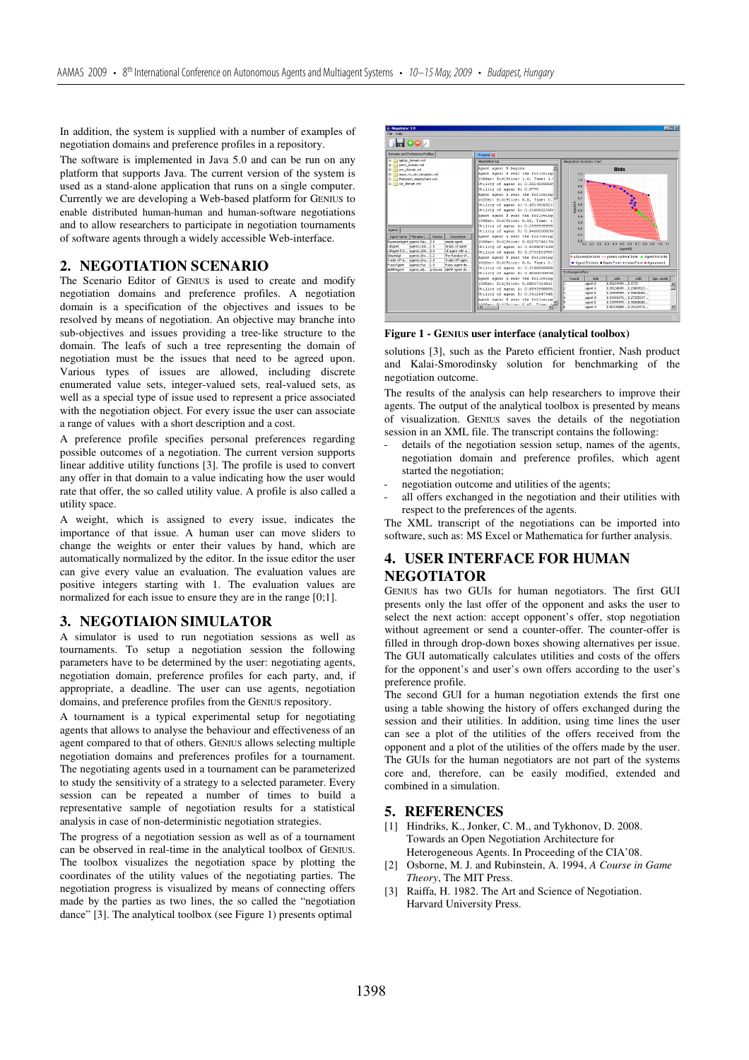In addition, the system is supplied with a number of examples of negotiation domains and preference profiles in a repository.

The software is implemented in Java 5.0 and can be run on any platform that supports Java. The current version of the system is used as a stand-alone application that runs on a single computer. Currently we are developing a Web-based platform for GENIUS to enable distributed human-human and human-software negotiations and to allow researchers to participate in negotiation tournaments of software agents through a widely accessible Web-interface.

## 2. NEGOTIATION SCENARIO

The Scenario Editor of GENIUS is used to create and modify negotiation domains and preference profiles. A negotiation domain is a specification of the objectives and issues to be resolved by means of negotiation. An objective may branche into sub-objectives and issues providing a tree-like structure to the domain. The leafs of such a tree representing the domain of negotiation must be the issues that need to be agreed upon. Various types of issues are allowed, including discrete enumerated value sets, integer-valued sets, real-valued sets, as well as a special type of issue used to represent a price associated with the negotiation object. For every issue the user can associate a range of values with a short description and a cost.

A preference profile specifies personal preferences regarding possible outcomes of a negotiation. The current version supports linear additive utility functions [3]. The profile is used to convert any offer in that domain to a value indicating how the user would rate that offer, the so called utility value. A profile is also called a utility space.

A weight, which is assigned to every issue, indicates the importance of that issue. A human user can move sliders to change the weights or enter their values by hand, which are automatically normalized by the editor. In the issue editor the user can give every value an evaluation. The evaluation values are positive integers starting with 1. The evaluation values are normalized for each issue to ensure they are in the range [0;1].

## 3. NEGOTIAION SIMULATOR

A simulator is used to run negotiation sessions as well as tournaments. To setup a negotiation session the following parameters have to be determined by the user: negotiating agents, negotiation domain, preference profiles for each party, and, if appropriate, a deadline. The user can use agents, negotiation domains, and preference profiles from the GENIUS repository.

A tournament is a typical experimental setup for negotiating agents that allows to analyse the behaviour and effectiveness of an agent compared to that of others. GENIUS allows selecting multiple negotiation domains and preferences profiles for a tournament. The negotiating agents used in a tournament can be parameterized to study the sensitivity of a strategy to a selected parameter. Every session can be repeated a number of times to build a representative sample of negotiation results for a statistical analysis in case of non-deterministic negotiation strategies.

The progress of a negotiation session as well as of a tournament can be observed in real-time in the analytical toolbox of GENIUS. The toolbox visualizes the negotiation space by plotting the coordinates of the utility values of the negotiating parties. The negotiation progress is visualized by means of connecting offers made by the parties as two lines, the so called the "negotiation dance" [3]. The analytical toolbox (see Figure 1) presents optimal solutions [3], such as the Pareto efficient frontier, Nash product and Kalai-Smorodinsky solution for benchmarking of the negotiation outcome.

**Figure 1 - GENIUS user interface (analytical toolbox)**

The results of the analysis can help researchers to improve their agents. The output of the analytical toolbox is presented by means of visualization. GENIUS saves the details of the negotiation session in an XML file. The transcript contains the following:

- details of the negotiation session setup, names of the agents, negotiation domain and preference profiles, which agent started the negotiation;
- negotiation outcome and utilities of the agents;
- all offers exchanged in the negotiation and their utilities with respect to the preferences of the agents.

The XML transcript of the negotiations can be imported into software, such as: MS Excel or Mathematica for further analysis.

## 4. USER INTERFACE FOR HUMAN NEGOTIATOR

GENIUS has two GUIs for human negotiators. The first GUI presents only the last offer of the opponent and asks the user to select the next action: accept opponent's offer, stop negotiation without agreement or send a counter-offer. The counter-offer is filled in through drop-down boxes showing alternatives per issue. The GUI automatically calculates utilities and costs of the offers for the opponent's and user's own offers according to the user's preference profile.

The second GUI for a human negotiation extends the first one using a table showing the history of offers exchanged during the session and their utilities. In addition, using time lines the user can see a plot of the utilities of the offers received from the opponent and a plot of the utilities of the offers made by the user. The GUIs for the human negotiators are not part of the systems core and, therefore, can be easily modified, extended and combined in a simulation.

## 5. REFERENCES

[1] Hindriks, K., Jonker, C. M., and Tykhonov, D. 2008. Towards an Open Negotiation Architecture for Heterogeneous Agents. In Proceeding of the CIA'08.

[2] Osborne, M. J. and Rubinstein, A. 1994, *A Course in Game Theory*, The MIT Press.

[3] Raiffa, H. 1982. The Art and Science of Negotiation. Harvard University Press.